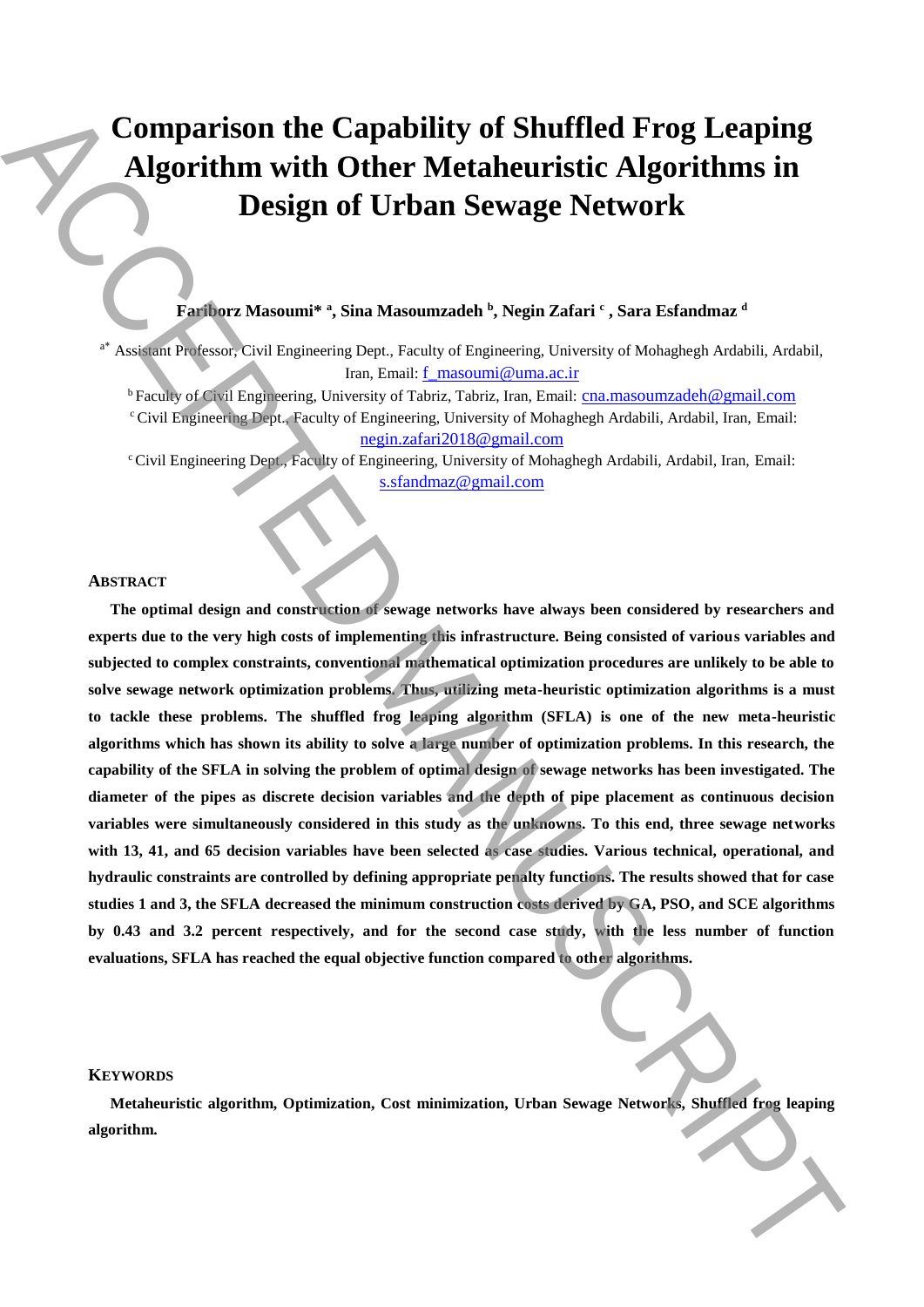# Comparison the Capability of Shuffled Frog Leaping Algorithm with Other Metaheuristic Algorithms in Design of Urban Sewage Network

**Fariborz Masoumi\* [a], Sina Masoumzadeh [b], Negin Zafari [c] , Sara Esfandmaz [d]**

[a\*] Assistant Professor, Civil Engineering Dept., Faculty of Engineering, University of Mohaghegh Ardabili, Ardabil, Iran, Email: f_masoumi@uma.ac.ir

[b] Faculty of Civil Engineering, University of Tabriz, Tabriz, Iran, Email: cna.masoumzadeh@gmail.com

[c] Civil Engineering Dept., Faculty of Engineering, University of Mohaghegh Ardabili, Ardabil, Iran, Email: negin.zafari2018@gmail.com

[c] Civil Engineering Dept., Faculty of Engineering, University of Mohaghegh Ardabili, Ardabil, Iran, Email: s.sfandmaz@gmail.com

## Abstract

**The optimal design and construction of sewage networks have always been considered by researchers and experts due to the very high costs of implementing this infrastructure. Being consisted of various variables and subjected to complex constraints, conventional mathematical optimization procedures are unlikely to be able to solve sewage network optimization problems. Thus, utilizing meta-heuristic optimization algorithms is a must to tackle these problems. The shuffled frog leaping algorithm (SFLA) is one of the new meta-heuristic algorithms which has shown its ability to solve a large number of optimization problems. In this research, the capability of the SFLA in solving the problem of optimal design of sewage networks has been investigated. The diameter of the pipes as discrete decision variables and the depth of pipe placement as continuous decision variables were simultaneously considered in this study as the unknowns. To this end, three sewage networks with 13, 41, and 65 decision variables have been selected as case studies. Various technical, operational, and hydraulic constraints are controlled by defining appropriate penalty functions. The results showed that for case studies 1 and 3, the SFLA decreased the minimum construction costs derived by GA, PSO, and SCE algorithms by 0.43 and 3.2 percent respectively, and for the second case study, with the less number of function evaluations, SFLA has reached the equal objective function compared to other algorithms.**

## Keywords

**Metaheuristic algorithm, Optimization, Cost minimization, Urban Sewage Networks, Shuffled frog leaping algorithm.**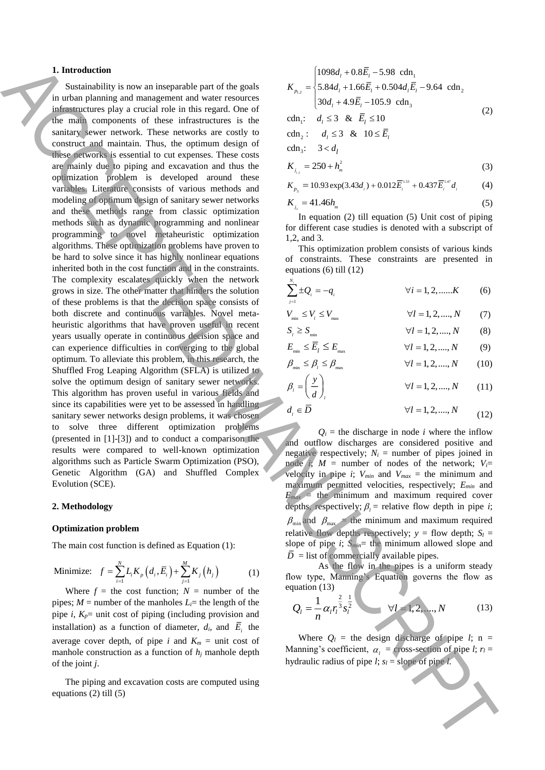## 1. Introduction

Sustainability is now an inseparable part of the goals in urban planning and management and water resources infrastructures play a crucial role in this regard. One of the main components of these infrastructures is the sanitary sewer network. These networks are costly to construct and maintain. Thus, the optimum design of these networks is essential to cut expenses. These costs are mainly due to piping and excavation and thus the optimization problem is developed around these variables. Literature consists of various methods and modeling of optimum design of sanitary sewer networks and these methods range from classic optimization methods such as dynamic programming and nonlinear programming to novel metaheuristic optimization algorithms. These optimization problems have proven to be hard to solve since it has highly nonlinear equations inherited both in the cost function and in the constraints. The complexity escalates quickly when the network grows in size. The other matter that hinders the solution of these problems is that the decision space consists of both discrete and continuous variables. Novel meta-heuristic algorithms that have proven useful in recent years usually operate in continuous decision space and can experience difficulties in converging to the global optimum. To alleviate this problem, in this research, the Shuffled Frog Leaping Algorithm (SFLA) is utilized to solve the optimum design of sanitary sewer networks. This algorithm has proven useful in various fields and since its capabilities were yet to be assessed in handling sanitary sewer networks design problems, it was chosen to solve three different optimization problems (presented in [1]-[3]) and to conduct a comparison the results were compared to well-known optimization algorithms such as Particle Swarm Optimization (PSO), Genetic Algorithm (GA) and Shuffled Complex Evolution (SCE).

## 2. Methodology

### Optimization problem

The main cost function is defined as Equation (1):

$$\text{Minimize:} \quad f = \sum_{i=1}^{N} L_i K_p\left(d_i, \overline{E}_i\right) + \sum_{j=1}^{M} K_j\left(h_j\right) \tag{1}$$

Where $f$ = the cost function; $N$ = number of the pipes; $M$ = number of the manholes $L_i$= the length of the pipe $i$, $K_p$= unit cost of piping (including provision and installation) as a function of diameter, $d_i$, and $\overline{E}_i$ the average cover depth, of pipe $i$ and $K_m$ = unit cost of manhole construction as a function of $h_j$ manhole depth of the joint $j$.

The piping and excavation costs are computed using equations (2) till (5)

$$K_{p_{1,2}} = \begin{cases} 1098 d_l + 0.8\overline{E}_l - 5.98 & \text{cdn}_1 \\ 5.84 d_l + 1.66\overline{E}_l + 0.504 d_l \overline{E}_l - 9.64 & \text{cdn}_2 \\ 30 d_l + 4.9\overline{E}_l - 105.9 & \text{cdn}_3 \end{cases}$$
$$\text{cdn}_1: \quad d_l \le 3 \ \ \& \ \ \overline{E}_l \le 10$$
$$\text{cdn}_2: \quad d_l \le 3 \ \ \& \ \ 10 \le \overline{E}_l$$
$$\text{cdn}_3: \quad 3 < d_l \tag{2}$$

$$K_{j_{1,2}} = 250 + h_m^2 \tag{3}$$

$$K_{p_3} = 10.93\exp(3.43 d_l) + 0.012\overline{E}_l^{1.53} + 0.437\overline{E}_l^{1.47} d_l \tag{4}$$

$$K_{j_3} = 41.46 h_m \tag{5}$$

In equation (2) till equation (5) Unit cost of piping for different case studies is denoted with a subscript of 1,2, and 3.

This optimization problem consists of various kinds of constraints. These constraints are presented in equations (6) till (12)

$$\sum_{j=1}^{N_i} \pm Q_i = -q_i \qquad \forall i = 1, 2, ......K \tag{6}$$

$$V_{\min} \le V_l \le V_{\max} \qquad \forall l = 1, 2, ...., N \tag{7}$$

$$S_l \ge S_{\min} \qquad \forall l = 1, 2, ...., N \tag{8}$$

$$E_{\min} \le \overline{E}_l \le E_{\max} \qquad \forall l = 1, 2, ...., N \tag{9}$$

$$\beta_{\min} \le \beta_l \le \beta_{\max} \qquad \forall l = 1, 2, ...., N \tag{10}$$

$$\beta_l = \left(\frac{y}{d}\right)_l \qquad \forall l = 1, 2, ...., N \tag{11}$$

$$d_l \in \overline{D} \qquad \forall l = 1, 2, ...., N \tag{12}$$

$Q_i$ = the discharge in node $i$ where the inflow and outflow discharges are considered positive and negative respectively; $N_i$ = number of pipes joined in node $i$; $M$ = number of nodes of the network; $V_i$= velocity in pipe $i$; $V_{min}$ and $V_{max}$ = the minimum and maximum permitted velocities, respectively; $E_{min}$ and $E_{max}$ = the minimum and maximum required cover depths, respectively; $\beta_l$ = relative flow depth in pipe $i$; $\beta_{\min}$ and $\beta_{\max}$ = the minimum and maximum required relative flow depths respectively; $y$ = flow depth; $S_l$ = slope of pipe $i$; $S_{min}$= the minimum allowed slope and $\overline{D}$ = list of commercially available pipes.

As the flow in the pipes is a uniform steady flow type, Manning's Equation governs the flow as equation (13)

$$Q_l = \frac{1}{n}\alpha_l r_l^{\frac{2}{3}} s_l^{\frac{1}{2}} \qquad \forall l = 1, 2, ...., N \tag{13}$$

Where $Q_l$ = the design discharge of pipe $l$; n = Manning's coefficient, $\alpha_l$ = cross-section of pipe $l$; $r_l$ = hydraulic radius of pipe $l$; $s_l$ = slope of pipe $l$.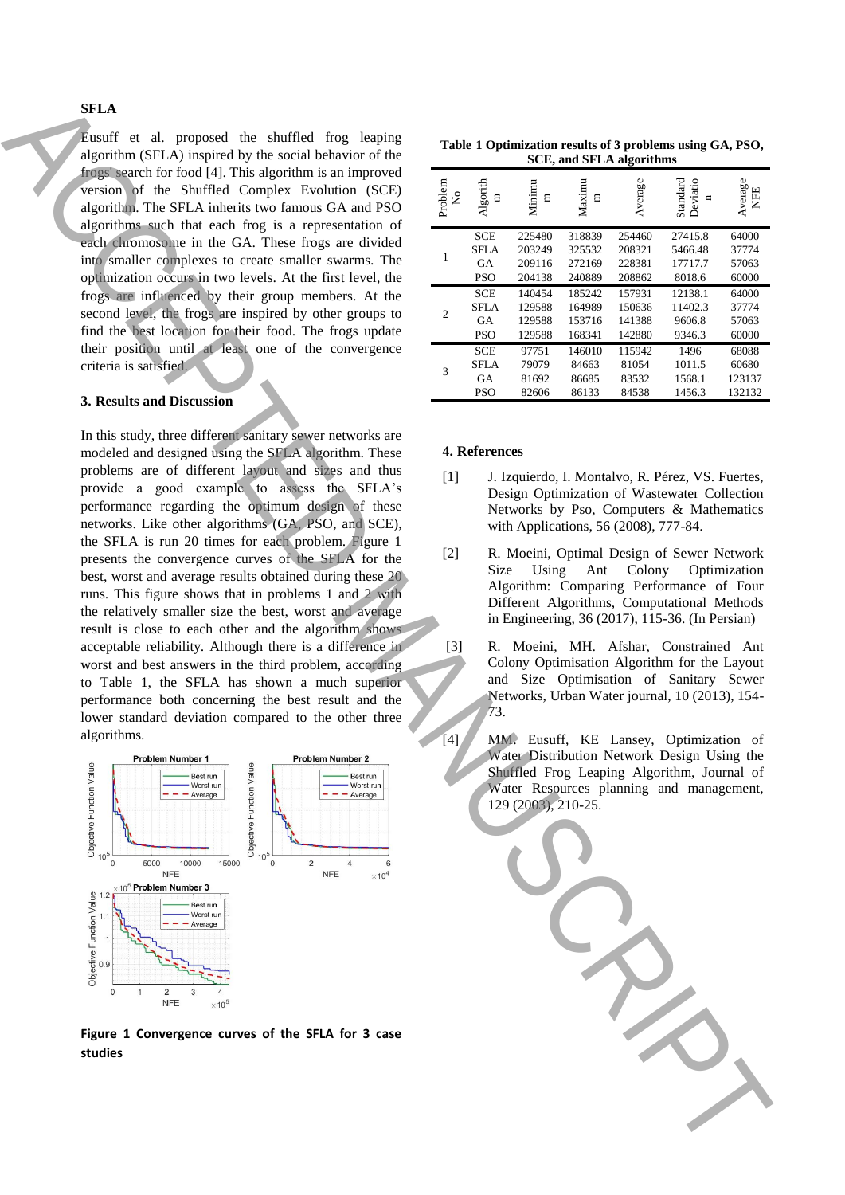### SFLA

Eusuff et al. proposed the shuffled frog leaping algorithm (SFLA) inspired by the social behavior of the frogs' search for food [4]. This algorithm is an improved version of the Shuffled Complex Evolution (SCE) algorithm. The SFLA inherits two famous GA and PSO algorithms such that each frog is a representation of each chromosome in the GA. These frogs are divided into smaller complexes to create smaller swarms. The optimization occurs in two levels. At the first level, the frogs are influenced by their group members. At the second level, the frogs are inspired by other groups to find the best location for their food. The frogs update their position until at least one of the convergence criteria is satisfied.

### 3. Results and Discussion

In this study, three different sanitary sewer networks are modeled and designed using the SFLA algorithm. These problems are of different layout and sizes and thus provide a good example to assess the SFLA's performance regarding the optimum design of these networks. Like other algorithms (GA, PSO, and SCE), the SFLA is run 20 times for each problem. Figure 1 presents the convergence curves of the SFLA for the best, worst and average results obtained during these 20 runs. This figure shows that in problems 1 and 2 with the relatively smaller size the best, worst and average result is close to each other and the algorithm shows acceptable reliability. Although there is a difference in worst and best answers in the third problem, according to Table 1, the SFLA has shown a much superior performance both concerning the best result and the lower standard deviation compared to the other three algorithms.

Problem Number 1
Problem Number 2
Problem Number 3
Best run
Worst run
Average
Objective Function Value
NFE
$10^5$
0
5000
10000
15000
2
4
6
$\times 10^4$
$\times 10^5$
1.2
1.1
1
0.9
0
1
2
3
4
$\times 10^5$

**Figure 1 Convergence curves of the SFLA for 3 case studies**

**Table 1 Optimization results of 3 problems using GA, PSO, SCE, and SFLA algorithms**

| Problem No | Algorithm | Minimum | Maximum | Average | Standard Deviation | Average NFE |
|---|---|---|---|---|---|---|
| 1 | SCE | 225480 | 318839 | 254460 | 27415.8 | 64000 |
| | SFLA | 203249 | 325532 | 208321 | 5466.48 | 37774 |
| | GA | 209116 | 272169 | 228381 | 17717.7 | 57063 |
| | PSO | 204138 | 240889 | 208862 | 8018.6 | 60000 |
| 2 | SCE | 140454 | 185242 | 157931 | 12138.1 | 64000 |
| | SFLA | 129588 | 164989 | 150636 | 11402.3 | 37774 |
| | GA | 129588 | 153716 | 141388 | 9606.8 | 57063 |
| | PSO | 129588 | 168341 | 142880 | 9346.3 | 60000 |
| 3 | SCE | 97751 | 146010 | 115942 | 1496 | 68088 |
| | SFLA | 79079 | 84663 | 81054 | 1011.5 | 60680 |
| | GA | 81692 | 86685 | 83532 | 1568.1 | 123137 |
| | PSO | 82606 | 86133 | 84538 | 1456.3 | 132132 |

### 4. References

[1] J. Izquierdo, I. Montalvo, R. Pérez, VS. Fuertes, Design Optimization of Wastewater Collection Networks by Pso, Computers & Mathematics with Applications, 56 (2008), 777-84.

[2] R. Moeini, Optimal Design of Sewer Network Size Using Ant Colony Optimization Algorithm: Comparing Performance of Four Different Algorithms, Computational Methods in Engineering, 36 (2017), 115-36. (In Persian)

[3] R. Moeini, MH. Afshar, Constrained Ant Colony Optimisation Algorithm for the Layout and Size Optimisation of Sanitary Sewer Networks, Urban Water journal, 10 (2013), 154-73.

[4] MM. Eusuff, KE Lansey, Optimization of Water Distribution Network Design Using the Shuffled Frog Leaping Algorithm, Journal of Water Resources planning and management, 129 (2003), 210-25.